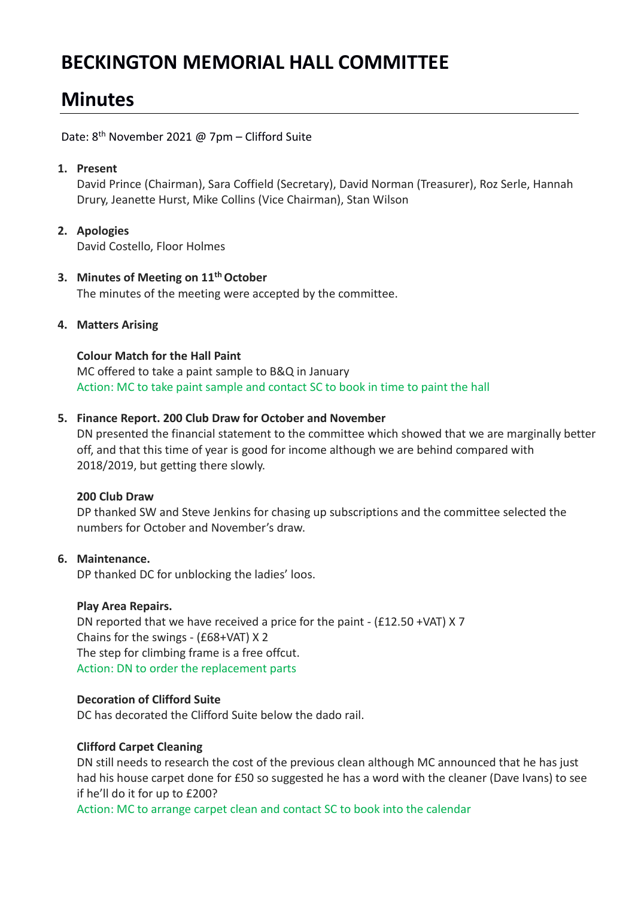# BECKINGTON MEMORIAL HALL COMMITTEE

# Minutes

Date: 8th November 2021 @ 7pm – Clifford Suite

1. **Present**
   David Prince (Chairman), Sara Coffield (Secretary), David Norman (Treasurer), Roz Serle, Hannah Drury, Jeanette Hurst, Mike Collins (Vice Chairman), Stan Wilson

2. **Apologies**
   David Costello, Floor Holmes

3. **Minutes of Meeting on 11th October**
   The minutes of the meeting were accepted by the committee.

4. **Matters Arising**

   **Colour Match for the Hall Paint**
   MC offered to take a paint sample to B&Q in January
   Action: MC to take paint sample and contact SC to book in time to paint the hall

5. **Finance Report. 200 Club Draw for October and November**
   DN presented the financial statement to the committee which showed that we are marginally better off, and that this time of year is good for income although we are behind compared with 2018/2019, but getting there slowly.

   **200 Club Draw**
   DP thanked SW and Steve Jenkins for chasing up subscriptions and the committee selected the numbers for October and November's draw.

6. **Maintenance.**
   DP thanked DC for unblocking the ladies' loos.

   **Play Area Repairs.**
   DN reported that we have received a price for the paint - (£12.50 +VAT) X 7
   Chains for the swings - (£68+VAT) X 2
   The step for climbing frame is a free offcut.
   Action: DN to order the replacement parts

   **Decoration of Clifford Suite**
   DC has decorated the Clifford Suite below the dado rail.

   **Clifford Carpet Cleaning**
   DN still needs to research the cost of the previous clean although MC announced that he has just had his house carpet done for £50 so suggested he has a word with the cleaner (Dave Ivans) to see if he'll do it for up to £200?
   Action: MC to arrange carpet clean and contact SC to book into the calendar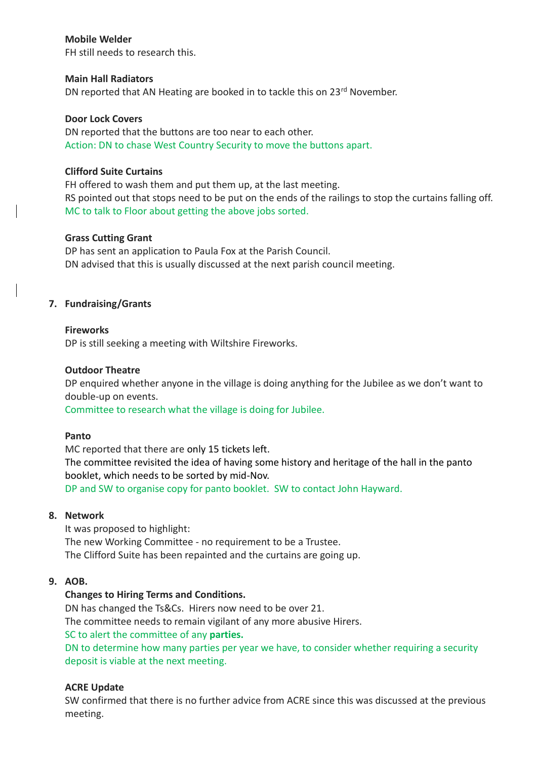**Mobile Welder**

FH still needs to research this.

**Main Hall Radiators**

DN reported that AN Heating are booked in to tackle this on 23rd November.

**Door Lock Covers**

DN reported that the buttons are too near to each other.
Action: DN to chase West Country Security to move the buttons apart.

**Clifford Suite Curtains**

FH offered to wash them and put them up, at the last meeting.
RS pointed out that stops need to be put on the ends of the railings to stop the curtains falling off.
MC to talk to Floor about getting the above jobs sorted.

**Grass Cutting Grant**

DP has sent an application to Paula Fox at the Parish Council.
DN advised that this is usually discussed at the next parish council meeting.

## 7. Fundraising/Grants

**Fireworks**

DP is still seeking a meeting with Wiltshire Fireworks.

**Outdoor Theatre**

DP enquired whether anyone in the village is doing anything for the Jubilee as we don't want to double-up on events.
Committee to research what the village is doing for Jubilee.

**Panto**

MC reported that there are only 15 tickets left.
The committee revisited the idea of having some history and heritage of the hall in the panto booklet, which needs to be sorted by mid-Nov.
DP and SW to organise copy for panto booklet. SW to contact John Hayward.

## 8. Network

It was proposed to highlight:
The new Working Committee - no requirement to be a Trustee.
The Clifford Suite has been repainted and the curtains are going up.

## 9. AOB.

**Changes to Hiring Terms and Conditions.**

DN has changed the Ts&Cs. Hirers now need to be over 21.
The committee needs to remain vigilant of any more abusive Hirers.
SC to alert the committee of any **parties.**
DN to determine how many parties per year we have, to consider whether requiring a security deposit is viable at the next meeting.

**ACRE Update**

SW confirmed that there is no further advice from ACRE since this was discussed at the previous meeting.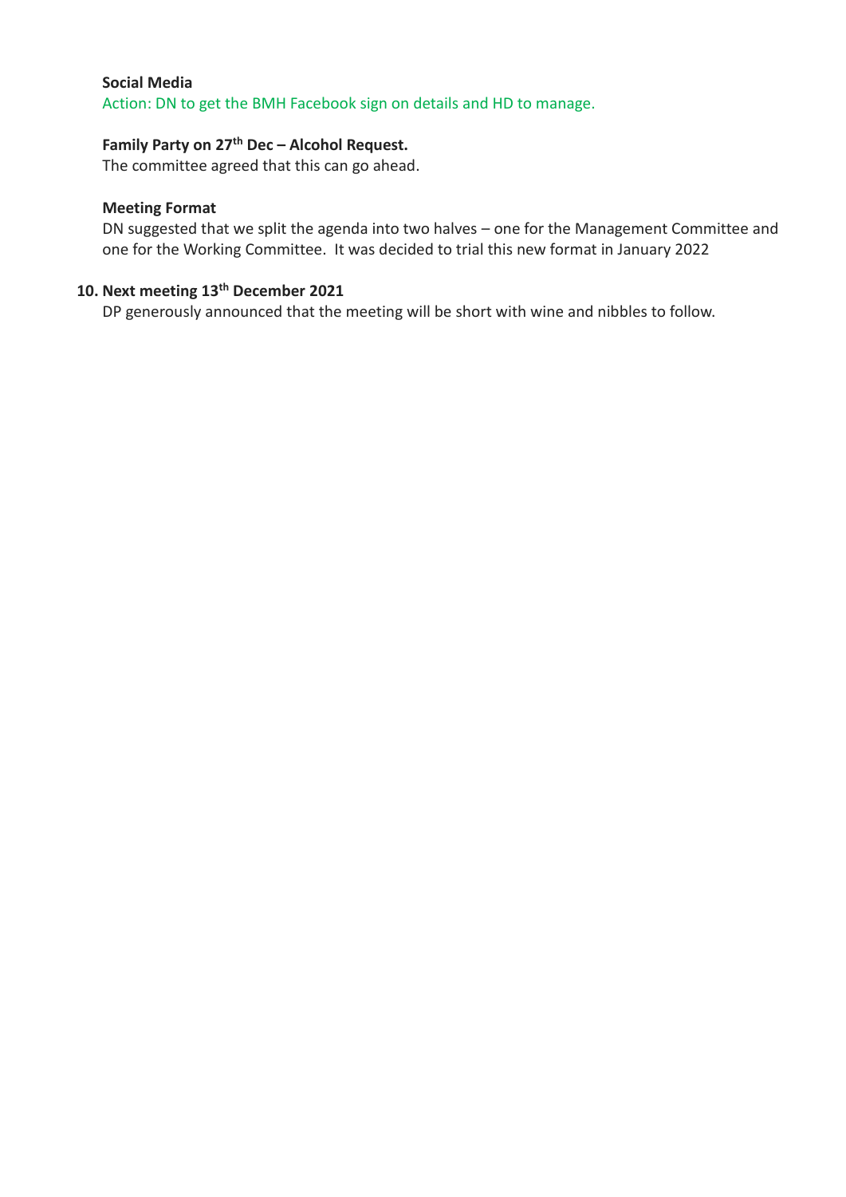**Social Media**

Action: DN to get the BMH Facebook sign on details and HD to manage.

**Family Party on 27th Dec – Alcohol Request.**

The committee agreed that this can go ahead.

**Meeting Format**

DN suggested that we split the agenda into two halves – one for the Management Committee and one for the Working Committee. It was decided to trial this new format in January 2022

**10. Next meeting 13th December 2021**

DP generously announced that the meeting will be short with wine and nibbles to follow.